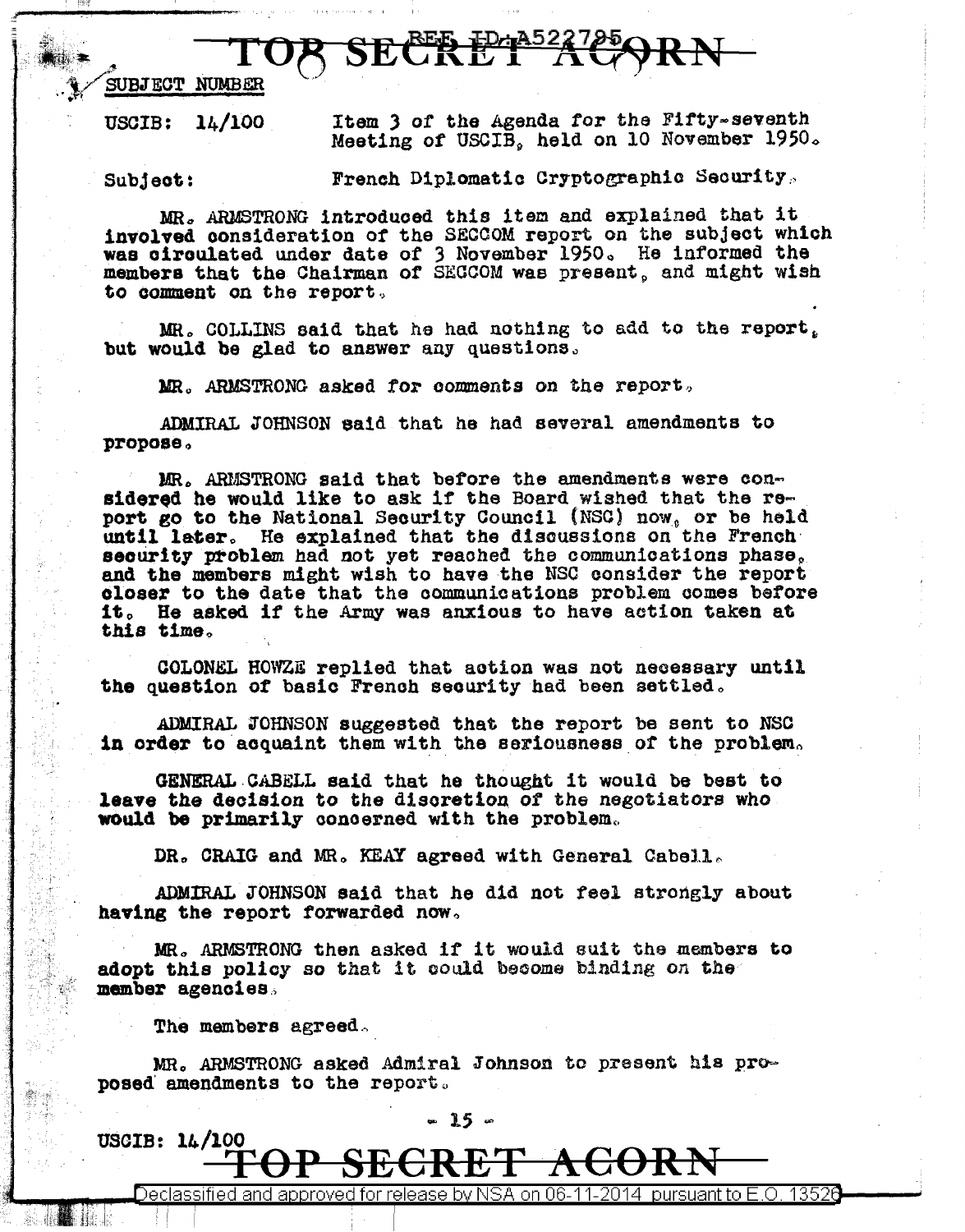SUBJECT NUMBER

USCIB: 14/100 Item 3 of the Agenda for the Fifty-seventh Meeting of USCIB, held on 10 November 1950.

Subject: French Diplomatic Cryptographic Security.

MR. ARMSTRONG introduced this item and explained that it involved consideration of the SECCOM report on the subject which was circulated under date of 3 November 1950. He informed the members that the Chairman of SECCOM was present, and might wish to comment on the report.

MR. COLLINS said that he had nothing to add to the report, but would be glad to answer any questions.

MR. ARMSTRONG asked for comments on the report.

ADMIRAL JOHNSON said that he had several amendments to propose.

MR. ARMSTRONG said that before the amendments were considered he would like to ask if the Board wished that the report go to the National Security Council (NSC) now, or be held until later. He explained that the discussions on the French security problem had not yet reached the communications phase, and the members might wish to have the NSC consider the report closer to the date that the communications problem comes before it. He asked if the Army was anxious to have action taken at this time.

COLONEL HOWZE replied that action was not necessary until the question of basic French security had been settled.

ADMIRAL JOHNSON suggested that the report be sent to NSC in order to acquaint them with the seriousness of the problem.

GENERAL CABELL said that he thought it would be best to leave the decision to the discretion of the negotiators who would be primarily concerned with the problem.

DR. CRAIG and MR. KEAY agreed with General Cabell.

ADMIRAL JOHNSON said that he did not feel strongly about having the report forwarded now.

MR. ARMSTRONG then asked if it would suit the members to adopt this policy so that it could become binding on the member agencies.

The members agreed.

MR. ARMSTRONG asked Admiral Johnson to present his proposed amendments to the report.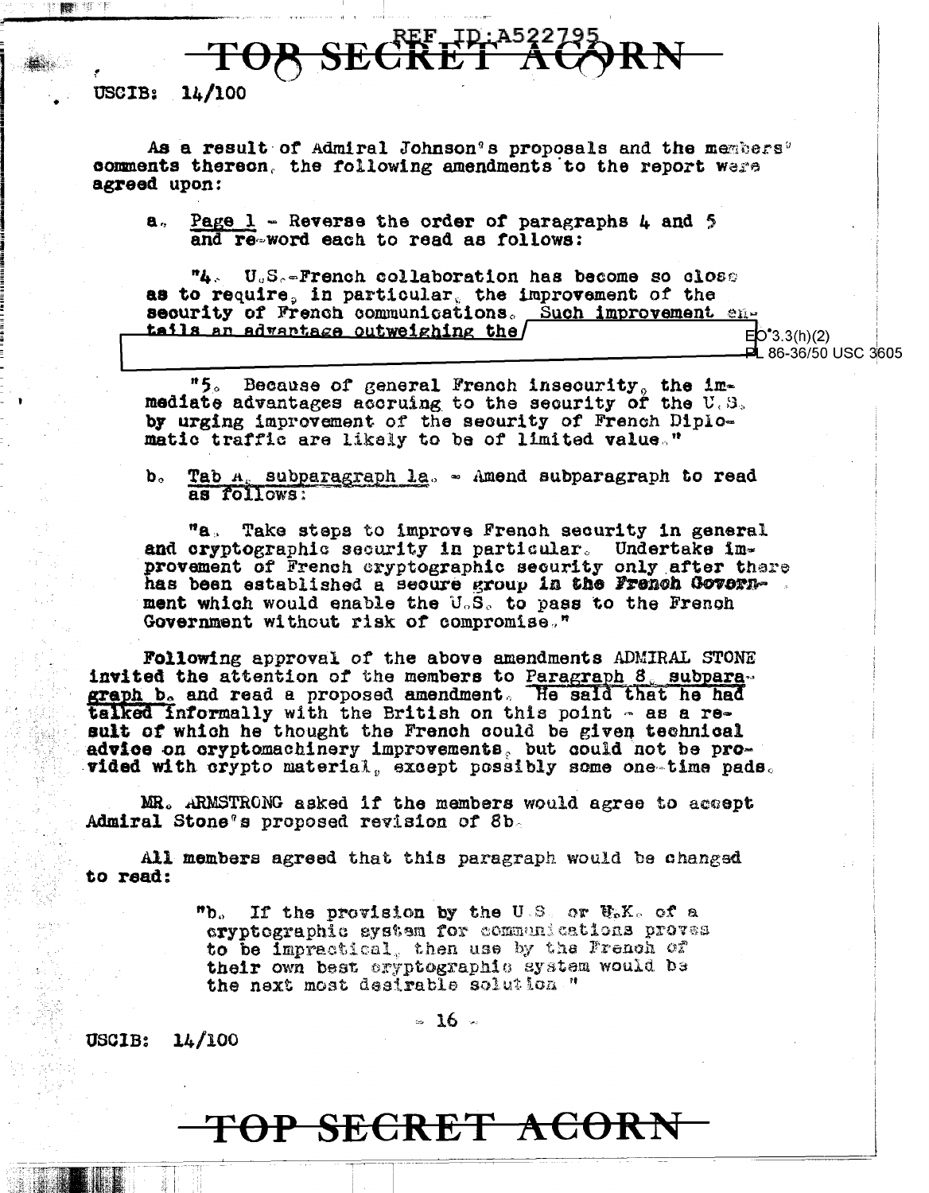USCIB: 14/100

As a result of Admiral Johnson's proposals and the members' comments thereon, the following amendments to the report were agreed upon:

a. Page 1 - Reverse the order of paragraphs 4 and 5 and re-word each to read as follows:

"4. U.S.-French collaboration has become so close as to require, in particular, the improvement of the security of French communications. Such improvement entails an advantage outweighing the

EO 3.3(h)(2)
PL 86-36/50 USC 3605

"5. Because of general French insecurity, the immediate advantages accruing to the security of the U.S. by urging improvement of the security of French Diplomatic traffic are likely to be of limited value."

b. Tab A, subparagraph 1a. - Amend subparagraph to read as follows:

"a. Take steps to improve French security in general and cryptographic security in particular. Undertake improvement of French cryptographic security only after there has been established a secure group in the French Government which would enable the U.S. to pass to the French Government without risk of compromise."

Following approval of the above amendments ADMIRAL STONE invited the attention of the members to Paragraph 8, subparagraph b. and read a proposed amendment. He said that he had talked informally with the British on this point - as a result of which he thought the French could be given technical advice on cryptomachinery improvements, but could not be provided with crypto material, except possibly some one-time pads.

MR. ARMSTRONG asked if the members would agree to accept Admiral Stone's proposed revision of 8b.

All members agreed that this paragraph would be changed to read:

> "b. If the provision by the U.S. or U.K. of a cryptographic system for communications proves to be impractical, then use by the French of their own best cryptographic system would be the next most desirable solution."

USCIB: 14/100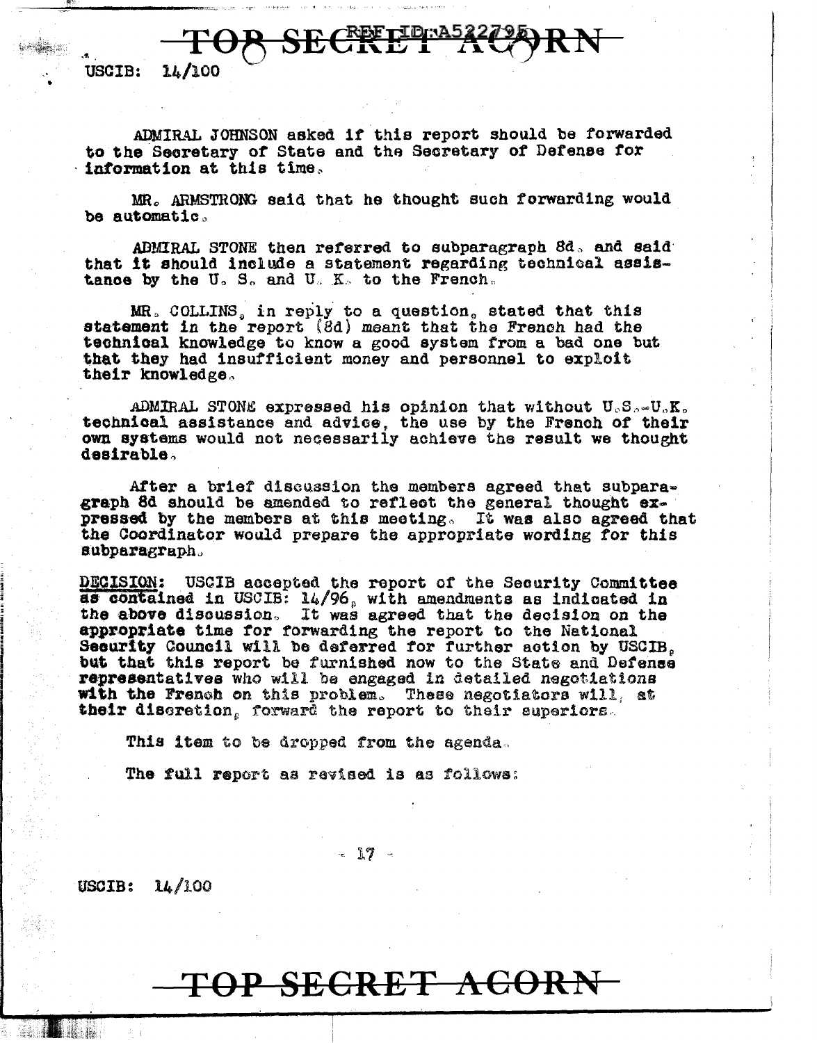USCIB: 14/100

ADMIRAL JOHNSON asked if this report should be forwarded to the Secretary of State and the Secretary of Defense for information at this time.

MR. ARMSTRONG said that he thought such forwarding would be automatic.

ADMIRAL STONE then referred to subparagraph 8d, and said that it should include a statement regarding technical assistance by the U. S. and U. K. to the French.

MR. COLLINS, in reply to a question, stated that this statement in the report (8d) meant that the French had the technical knowledge to know a good system from a bad one but that they had insufficient money and personnel to exploit their knowledge.

ADMIRAL STONE expressed his opinion that without U.S.-U.K. technical assistance and advice, the use by the French of their own systems would not necessarily achieve the result we thought desirable.

After a brief discussion the members agreed that subparagraph 8d should be amended to reflect the general thought expressed by the members at this meeting. It was also agreed that the Coordinator would prepare the appropriate wording for this subparagraph.

**DECISION:** USCIB accepted the report of the Security Committee as contained in USCIB: 14/96, with amendments as indicated in the above discussion. It was agreed that the decision on the appropriate time for forwarding the report to the National Security Council will be deferred for further action by USCIB, but that this report be furnished now to the State and Defense representatives who will be engaged in detailed negotiations with the French on this problem. These negotiators will, at their discretion, forward the report to their superiors.

This item to be dropped from the agenda.

The full report as revised is as follows: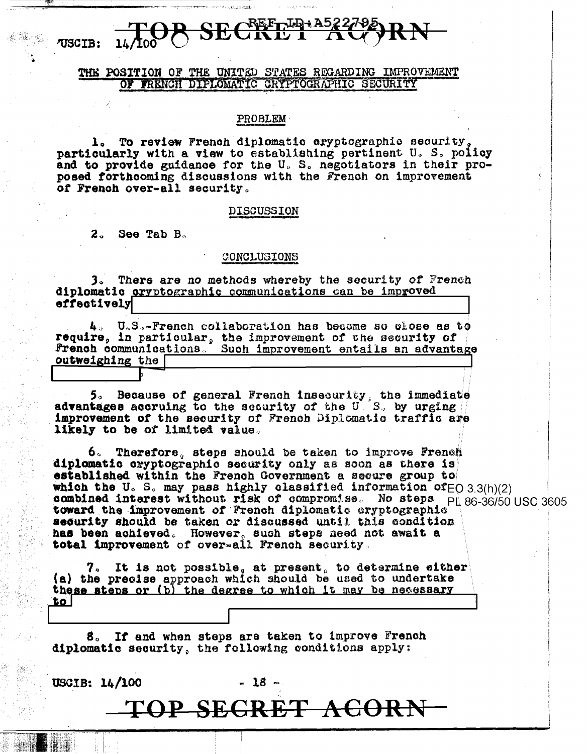USCIB: 14/100

## THE POSITION OF THE UNITED STATES REGARDING IMPROVEMENT OF FRENCH DIPLOMATIC CRYPTOGRAPHIC SECURITY

### PROBLEM

1. To review French diplomatic cryptographic security, particularly with a view to establishing pertinent U. S. policy and to provide guidance for the U. S. negotiators in their proposed forthcoming discussions with the French on improvement of French over-all security.

### DISCUSSION

2. See Tab B.

### CONCLUSIONS

3. There are no methods whereby the security of French diplomatic cryptographic communications can be improved effectively [REDACTED]

4. U.S.-French collaboration has become so close as to require, in particular, the improvement of the security of French communications. Such improvement entails an advantage outweighing the [REDACTED]

5. Because of general French insecurity, the immediate advantages accruing to the security of the U. S. by urging improvement of the security of French Diplomatic traffic are likely to be of limited value.

6. Therefore, steps should be taken to improve French diplomatic cryptographic security only as soon as there is established within the French Government a secure group to which the U. S. may pass highly classified information of combined interest without risk of compromise. No steps toward the improvement of French diplomatic cryptographic security should be taken or discussed until this condition has been achieved. However, such steps need not await a total improvement of over-all French security.

EO 3.3(h)(2)
PL 86-36/50 USC 3605

7. It is not possible, at present, to determine either (a) the precise approach which should be used to undertake these steps or (b) the degree to which it may be necessary to [REDACTED]

8. If and when steps are taken to improve French diplomatic security, the following conditions apply: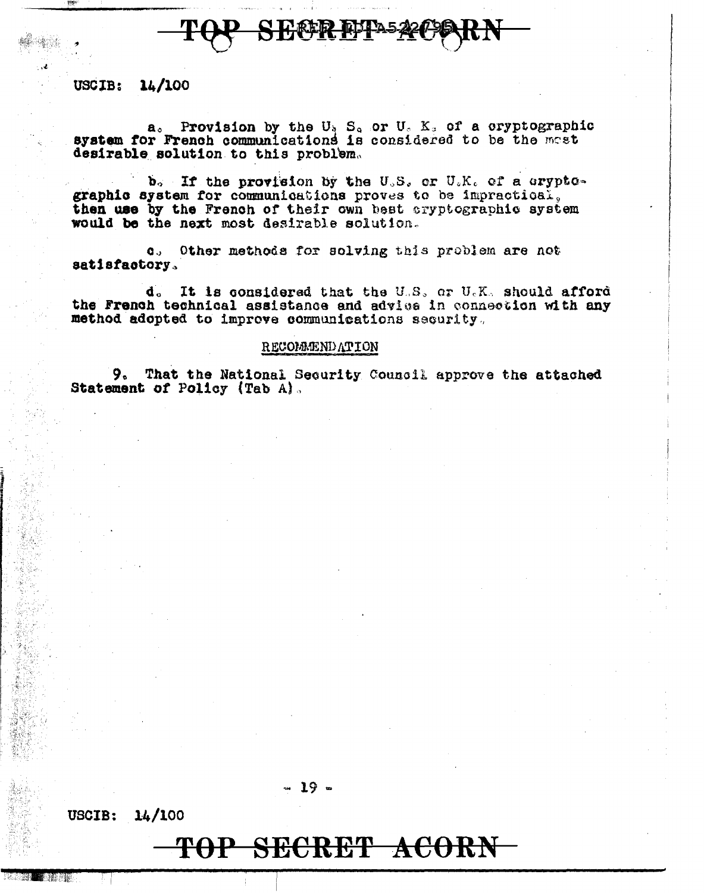USCIB: 14/100

a. Provision by the U. S. or U. K. of a cryptographic system for French communications is considered to be the most desirable solution to this problem.

b. If the provision by the U.S. or U.K. of a cryptographic system for communications proves to be impractical, then use by the French of their own best cryptographic system would be the next most desirable solution.

c. Other methods for solving this problem are not satisfactory.

d. It is considered that the U.S. or U.K. should afford the French technical assistance and advice in connection with any method adopted to improve communications security.

## RECOMMENDATION

9. That the National Security Council approve the attached Statement of Policy (Tab A).

USCIB: 14/100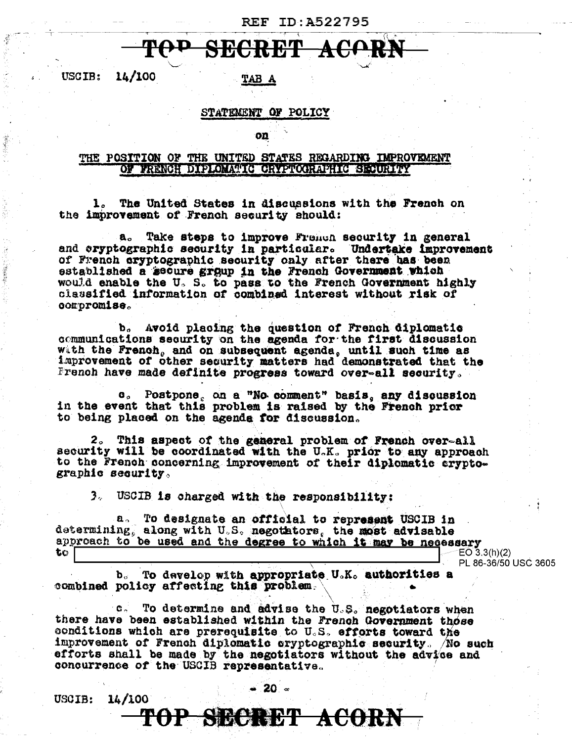TOP SECRET ACORN

USCIB: 14/100

TAB A

STATEMENT OF POLICY

on

THE POSITION OF THE UNITED STATES REGARDING IMPROVEMENT OF FRENCH DIPLOMATIC CRYPTOGRAPHIC SECURITY

1. The United States in discussions with the French on the improvement of French security should:

a. Take steps to improve French security in general and cryptographic security in particular. Undertake improvement of French cryptographic security only after there has been established a secure group in the French Government which would enable the U. S. to pass to the French Government highly classified information of combined interest without risk of compromise.

b. Avoid placing the question of French diplomatic communications security on the agenda for the first discussion with the French, and on subsequent agenda, until such time as improvement of other security matters had demonstrated that the French have made definite progress toward over-all security.

c. Postpone, on a "No comment" basis, any discussion in the event that this problem is raised by the French prior to being placed on the agenda for discussion.

2. This aspect of the general problem of French over-all security will be coordinated with the U.K. prior to any approach to the French concerning improvement of their diplomatic cryptographic security.

3. USCIB is charged with the responsibility:

a. To designate an official to represent USCIB in determining, along with U.S. negotiators, the most advisable approach to be used and the degree to which it may be necessary to [REDACTED]

EO 3.3(h)(2)
PL 86-36/50 USC 3605

b. To develop with appropriate U.K. authorities a combined policy affecting this problem.

c. To determine and advise the U.S. negotiators when there have been established within the French Government those conditions which are prerequisite to U.S. efforts toward the improvement of French diplomatic cryptographic security. No such efforts shall be made by the negotiators without the advice and concurrence of the USCIB representative.

USCIB: 14/100

TOP SECRET ACORN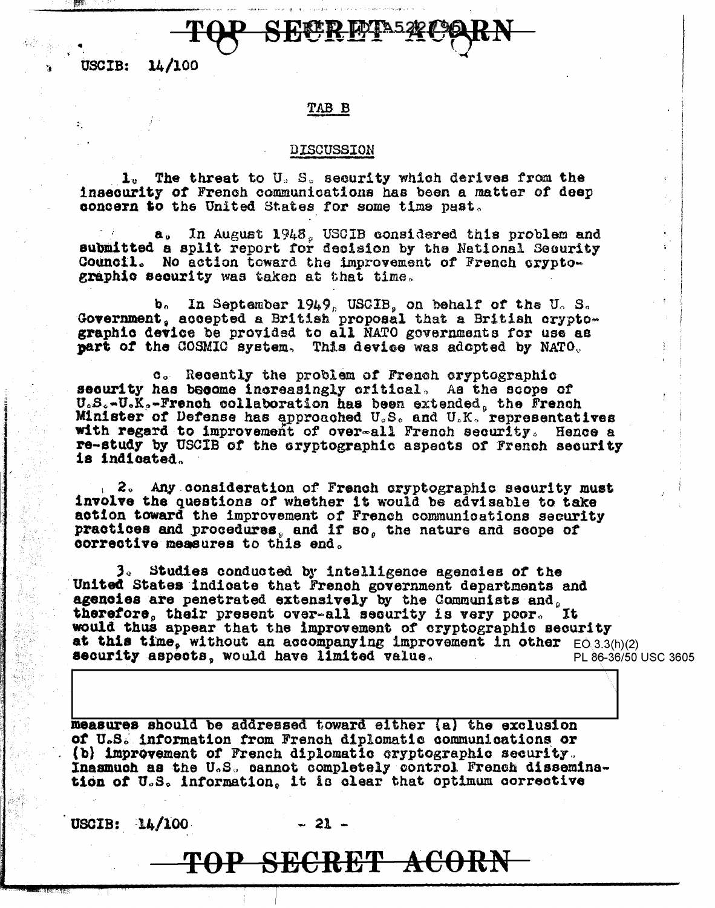USCIB: 14/100

## TAB B

### DISCUSSION

1. The threat to U. S. security which derives from the insecurity of French communications has been a matter of deep concern to the United States for some time past.

a. In August 1948, USCIB considered this problem and submitted a split report for decision by the National Security Council. No action toward the improvement of French cryptographic security was taken at that time.

b. In September 1949, USCIB, on behalf of the U. S. Government, accepted a British proposal that a British cryptographic device be provided to all NATO governments for use as part of the COSMIC system. This device was adopted by NATO.

c. Recently the problem of French cryptographic security has become increasingly critical. As the scope of U.S.-U.K.-French collaboration has been extended, the French Minister of Defense has approached U.S. and U.K. representatives with regard to improvement of over-all French security. Hence a re-study by USCIB of the cryptographic aspects of French security is indicated.

2. Any consideration of French cryptographic security must involve the questions of whether it would be advisable to take action toward the improvement of French communications security practices and procedures, and if so, the nature and scope of corrective measures to this end.

3. Studies conducted by intelligence agencies of the United States indicate that French government departments and agencies are penetrated extensively by the Communists and, therefore, their present over-all security is very poor. It would thus appear that the improvement of cryptographic security at this time, without an accompanying improvement in other security aspects, would have limited value.

EO 3.3(h)(2)
PL 86-36/50 USC 3605

[REDACTED]

measures should be addressed toward either (a) the exclusion of U.S. information from French diplomatic communications or (b) improvement of French diplomatic cryptographic security. Inasmuch as the U.S. cannot completely control French dissemination of U.S. information, it is clear that optimum corrective

USCIB: 14/100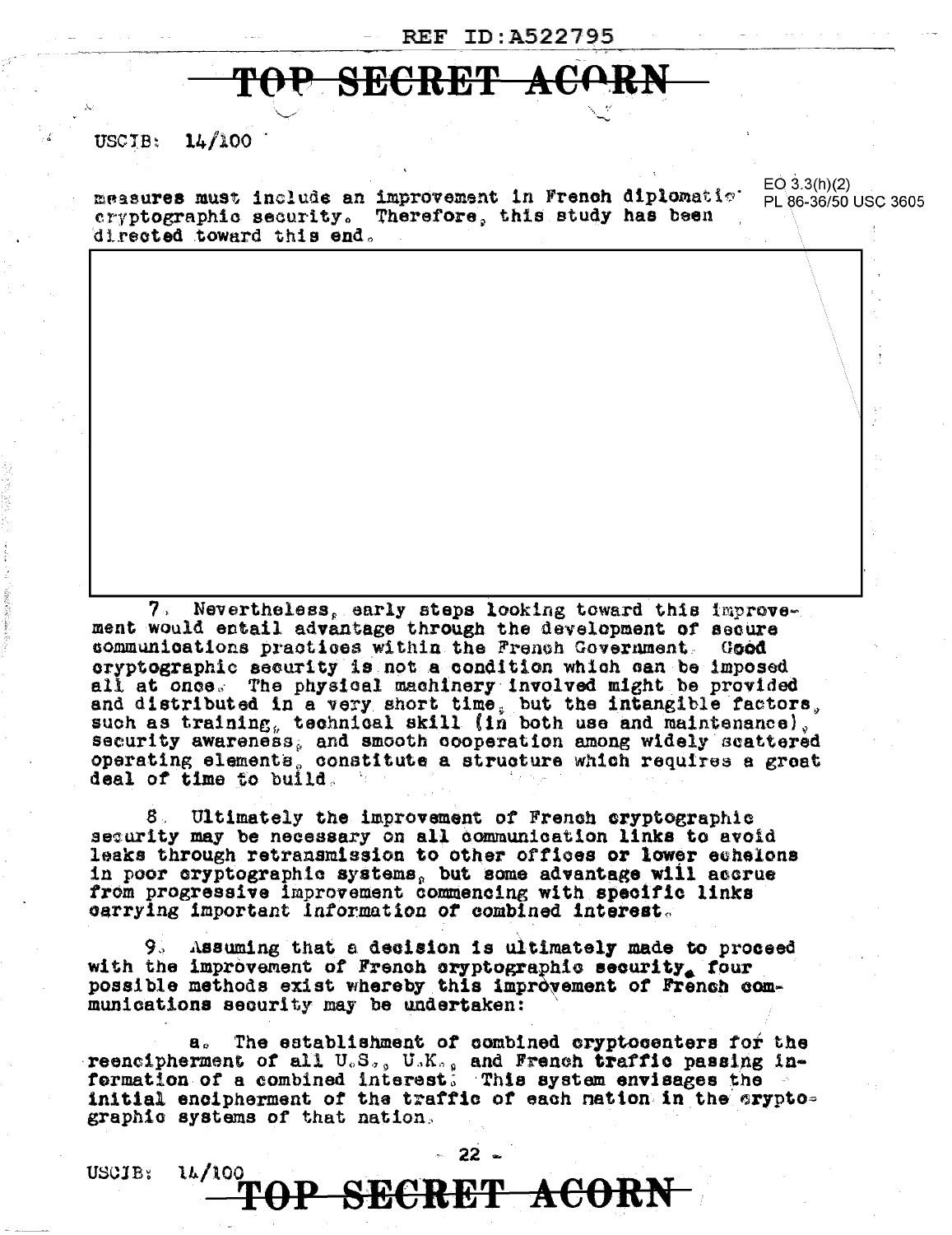measures must include an improvement in French diplomatic cryptographic security. Therefore, this study has been directed toward this end.

EO 3.3(h)(2)
PL 86-36/50 USC 3605

7. Nevertheless, early steps looking toward this improvement would entail advantage through the development of secure communications practices within the French Government. Good cryptographic security is not a condition which can be imposed all at once. The physical machinery involved might be provided and distributed in a very short time, but the intangible factors, such as training, technical skill (in both use and maintenance), security awareness, and smooth cooperation among widely scattered operating elements, constitute a structure which requires a great deal of time to build.

8. Ultimately the improvement of French cryptographic security may be necessary on all communication links to avoid leaks through retransmission to other offices or lower echelons in poor cryptographic systems, but some advantage will accrue from progressive improvement commencing with specific links carrying important information of combined interest.

9. Assuming that a decision is ultimately made to proceed with the improvement of French cryptographic security, four possible methods exist whereby this improvement of French communications security may be undertaken:

a. The establishment of combined cryptocenters for the reencipherment of all U.S., U.K., and French traffic passing information of a combined interest. This system envisages the initial encipherment of the traffic of each nation in the cryptographic systems of that nation.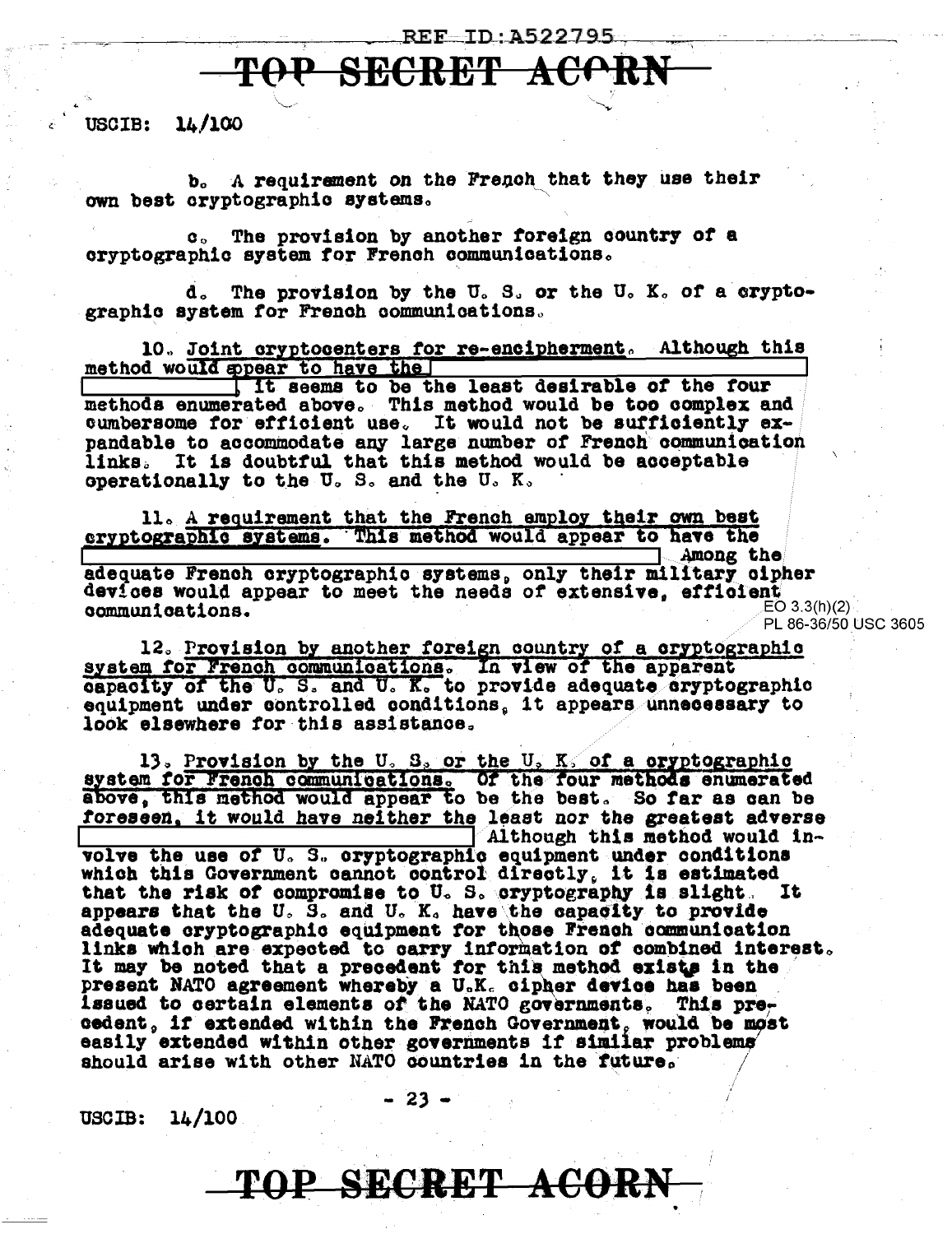TOP SECRET ACORN

USCIB: 14/100

b. A requirement on the French that they use their own best cryptographic systems.

c. The provision by another foreign country of a cryptographic system for French communications.

d. The provision by the U. S. or the U. K. of a cryptographic system for French communications.

10. Joint cryptocenters for re-encipherment. Although this method would appear to have the [redacted] it seems to be the least desirable of the four methods enumerated above. This method would be too complex and cumbersome for efficient use. It would not be sufficiently expandable to accommodate any large number of French communication links. It is doubtful that this method would be acceptable operationally to the U. S. and the U. K.

11. A requirement that the French employ their own best cryptographic systems. This method would appear to have the [redacted] Among the adequate French cryptographic systems, only their military cipher devices would appear to meet the needs of extensive, efficient communications.

EO 3.3(h)(2)
PL 86-36/50 USC 3605

12. Provision by another foreign country of a cryptographic system for French communications. In view of the apparent capacity of the U. S. and U. K. to provide adequate cryptographic equipment under controlled conditions, it appears unnecessary to look elsewhere for this assistance.

13. Provision by the U. S. or the U. K. of a cryptographic system for French communications. Of the four methods enumerated above, this method would appear to be the best. So far as can be foreseen, it would have neither the least nor the greatest adverse [redacted] Although this method would involve the use of U. S. cryptographic equipment under conditions which this Government cannot control directly, it is estimated that the risk of compromise to U. S. cryptography is slight. It appears that the U. S. and U. K. have the capacity to provide adequate cryptographic equipment for those French communication links which are expected to carry information of combined interest. It may be noted that a precedent for this method exists in the present NATO agreement whereby a U.K. cipher device has been issued to certain elements of the NATO governments. This precedent, if extended within the French Government, would be most easily extended within other governments if similar problems should arise with other NATO countries in the future.

USCIB: 14/100

TOP SECRET ACORN